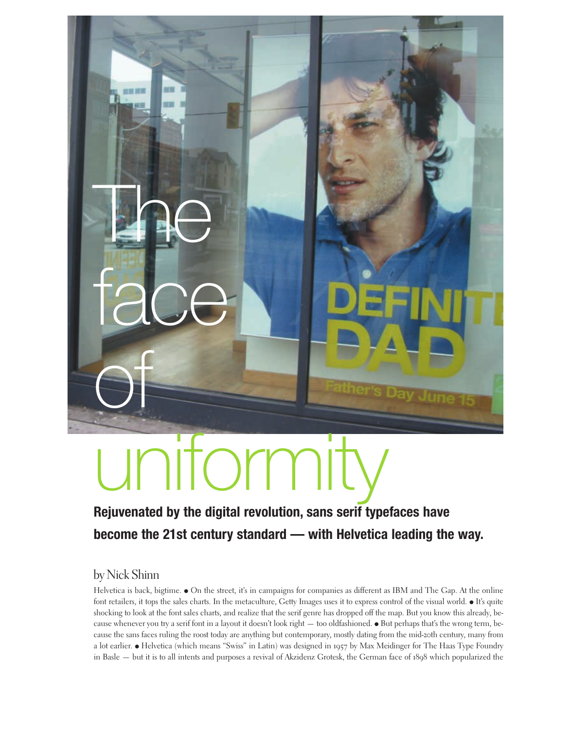# The face of uniformity

**Rejuvenated by the digital revolution, sans serif typefaces have become the 21st century standard — with Helvetica leading the way.**

by Nick Shinn

Helvetica is back, bigtime. ● On the street, it's in campaigns for companies as different as IBM and The Gap. At the online font retailers, it tops the sales charts. In the metaculture, Getty Images uses it to express control of the visual world. ● It's quite shocking to look at the font sales charts, and realize that the serif genre has dropped off the map. But you know this already, because whenever you try a serif font in a layout it doesn't look right — too oldfashioned. ● But perhaps that's the wrong term, because the sans faces ruling the roost today are anything but contemporary, mostly dating from the mid-20th century, many from a lot earlier. ● Helvetica (which means "Swiss" in Latin) was designed in 1957 by Max Meidinger for The Haas Type Foundry in Basle — but it is to all intents and purposes a revival of Akzidenz Grotesk, the German face of 1898 which popularized the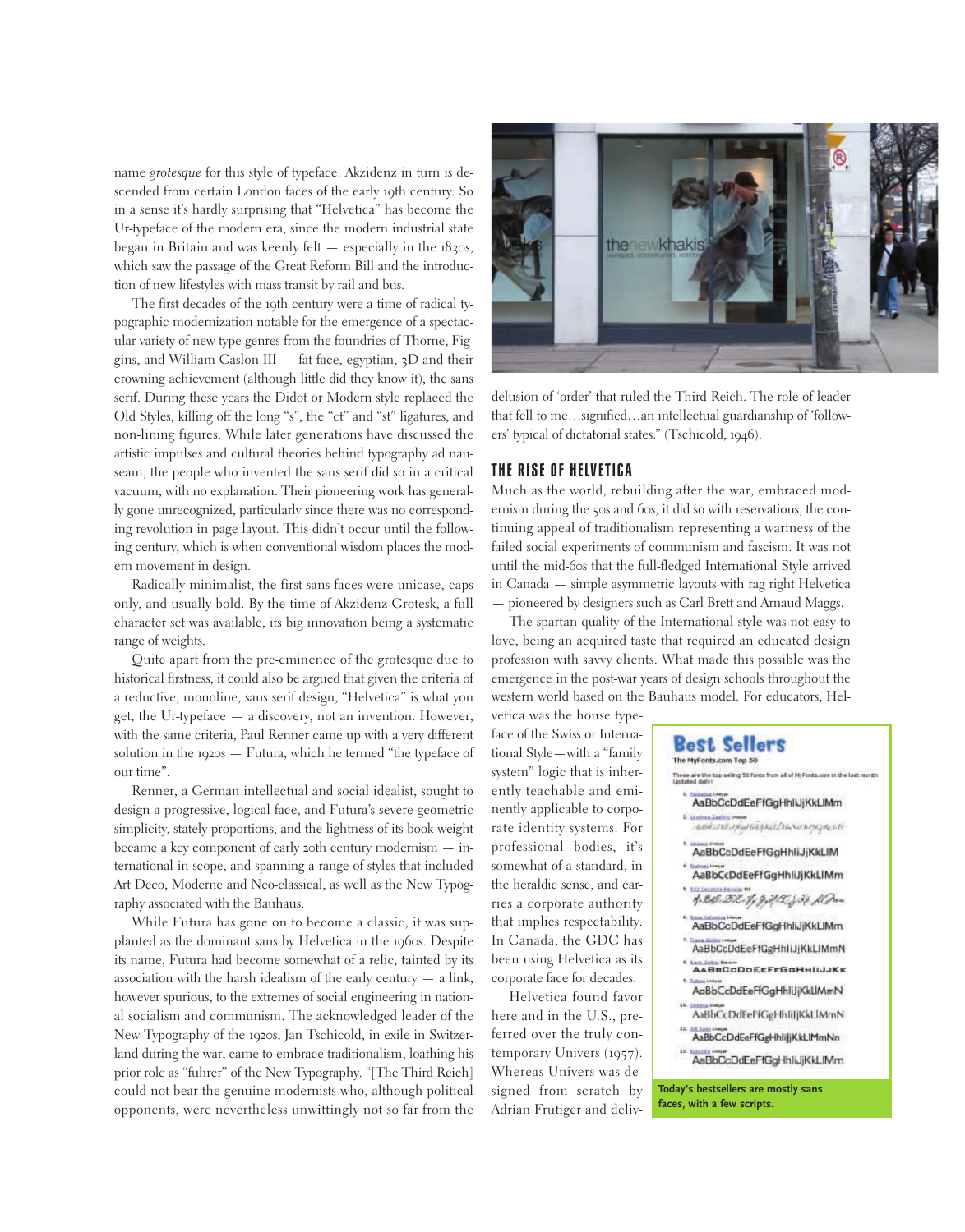name *grotesque* for this style of typeface. Akzidenz in turn is descended from certain London faces of the early 19th century. So in a sense it's hardly surprising that "Helvetica" has become the Ur-typeface of the modern era, since the modern industrial state began in Britain and was keenly felt — especially in the 1830s, which saw the passage of the Great Reform Bill and the introduction of new lifestyles with mass transit by rail and bus.

The first decades of the 19th century were a time of radical typographic modernization notable for the emergence of a spectacular variety of new type genres from the foundries of Thorne, Figgins, and William Caslon III — fat face, egyptian, 3D and their crowning achievement (although little did they know it), the sans serif. During these years the Didot or Modern style replaced the Old Styles, killing off the long "s", the "ct" and "st" ligatures, and non-lining figures. While later generations have discussed the artistic impulses and cultural theories behind typography ad nauseam, the people who invented the sans serif did so in a critical vacuum, with no explanation. Their pioneering work has generally gone unrecognized, particularly since there was no corresponding revolution in page layout. This didn't occur until the following century, which is when conventional wisdom places the modern movement in design.

Radically minimalist, the first sans faces were unicase, caps only, and usually bold. By the time of Akzidenz Grotesk, a full character set was available, its big innovation being a systematic range of weights.

Quite apart from the pre-eminence of the grotesque due to historical firstness, it could also be argued that given the criteria of a reductive, monoline, sans serif design, "Helvetica" is what you get, the Ur-typeface — a discovery, not an invention. However, with the same criteria, Paul Renner came up with a very different solution in the 1920s — Futura, which he termed "the typeface of our time".

Renner, a German intellectual and social idealist, sought to design a progressive, logical face, and Futura's severe geometric simplicity, stately proportions, and the lightness of its book weight became a key component of early 20th century modernism — international in scope, and spanning a range of styles that included Art Deco, Moderne and Neo-classical, as well as the New Typography associated with the Bauhaus.

While Futura has gone on to become a classic, it was supplanted as the dominant sans by Helvetica in the 1960s. Despite its name, Futura had become somewhat of a relic, tainted by its association with the harsh idealism of the early century — a link, however spurious, to the extremes of social engineering in national socialism and communism. The acknowledged leader of the New Typography of the 1920s, Jan Tschicold, in exile in Switzerland during the war, came to embrace traditionalism, loathing his prior role as "fuhrer" of the New Typography. "[The Third Reich] could not bear the genuine modernists who, although political opponents, were nevertheless unwittingly not so far from the delusion of 'order' that ruled the Third Reich. The role of leader that fell to me…signified…an intellectual guardianship of 'followers' typical of dictatorial states." (Tschicold, 1946).

## THE RISE OF HELVETICA

Much as the world, rebuilding after the war, embraced modernism during the 50s and 60s, it did so with reservations, the continuing appeal of traditionalism representing a wariness of the failed social experiments of communism and fascism. It was not until the mid-60s that the full-fledged International Style arrived in Canada — simple asymmetric layouts with rag right Helvetica — pioneered by designers such as Carl Brett and Arnaud Maggs.

The spartan quality of the International style was not easy to love, being an acquired taste that required an educated design profession with savvy clients. What made this possible was the emergence in the post-war years of design schools throughout the western world based on the Bauhaus model. For educators, Helvetica was the house typeface of the Swiss or International Style—with a "family system" logic that is inherently teachable and eminently applicable to corporate identity systems. For professional bodies, it's somewhat of a standard, in the heraldic sense, and carries a corporate authority that implies respectability. In Canada, the GDC has been using Helvetica as its corporate face for decades.

Helvetica found favor here and in the U.S., preferred over the truly contemporary Univers (1957). Whereas Univers was designed from scratch by Adrian Frutiger and deliv-

Today's bestsellers are mostly sans faces, with a few scripts.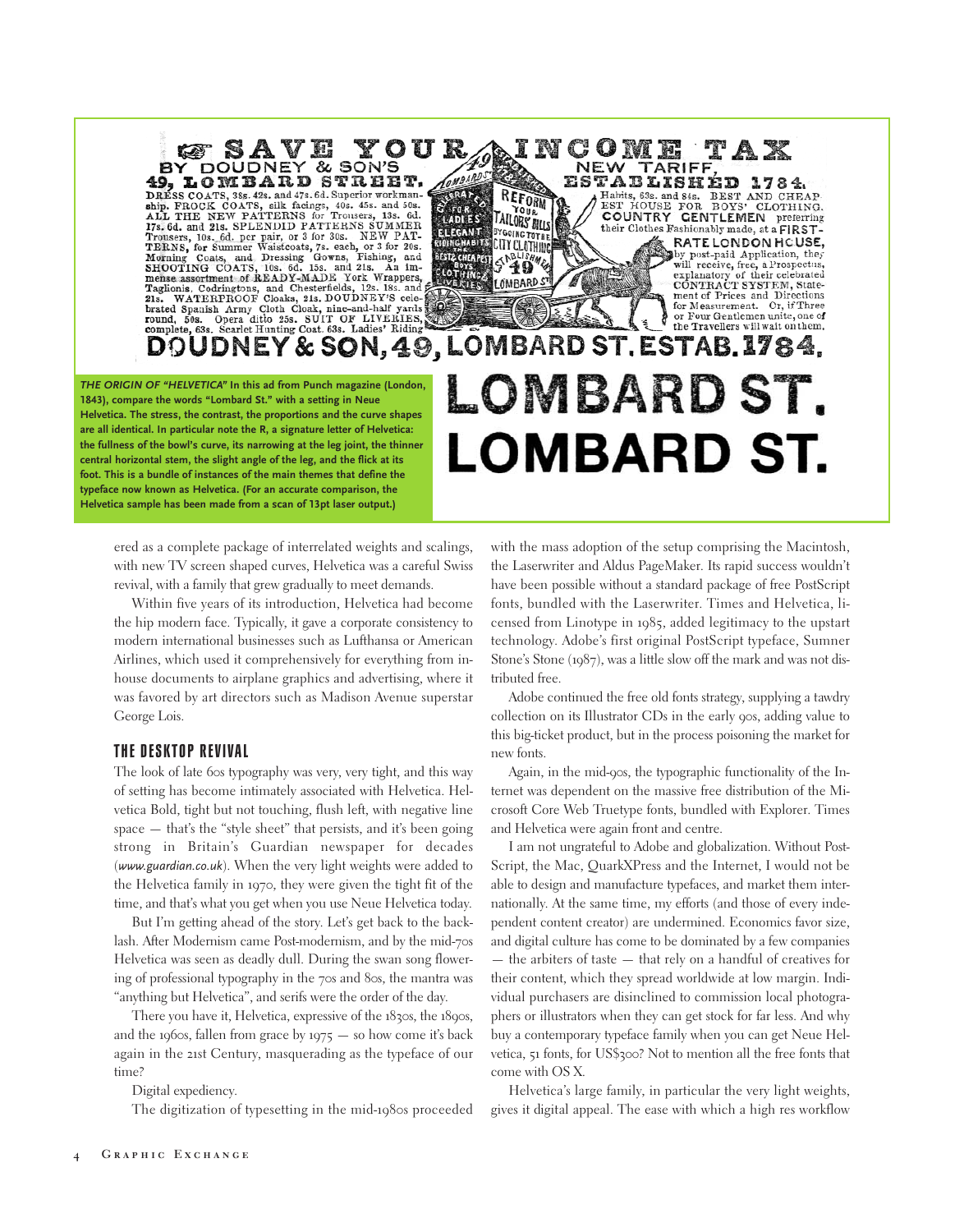**THE ORIGIN OF "HELVETICA"** In this ad from Punch magazine (London, 1843), compare the words "Lombard St." with a setting in Neue Helvetica. The stress, the contrast, the proportions and the curve shapes are all identical. In particular note the R, a signature letter of Helvetica: the fullness of the bowl's curve, its narrowing at the leg joint, the thinner central horizontal stem, the slight angle of the leg, and the flick at its foot. This is a bundle of instances of the main themes that define the typeface now known as Helvetica. (For an accurate comparison, the Helvetica sample has been made from a scan of 13pt laser output.)

ered as a complete package of interrelated weights and scalings, with new TV screen shaped curves, Helvetica was a careful Swiss revival, with a family that grew gradually to meet demands.

Within five years of its introduction, Helvetica had become the hip modern face. Typically, it gave a corporate consistency to modern international businesses such as Lufthansa or American Airlines, which used it comprehensively for everything from in-house documents to airplane graphics and advertising, where it was favored by art directors such as Madison Avenue superstar George Lois.

## THE DESKTOP REVIVAL

The look of late 60s typography was very, very tight, and this way of setting has become intimately associated with Helvetica. Helvetica Bold, tight but not touching, flush left, with negative line space — that's the "style sheet" that persists, and it's been going strong in Britain's Guardian newspaper for decades (*www.guardian.co.uk*). When the very light weights were added to the Helvetica family in 1970, they were given the tight fit of the time, and that's what you get when you use Neue Helvetica today.

But I'm getting ahead of the story. Let's get back to the backlash. After Modernism came Post-modernism, and by the mid-70s Helvetica was seen as deadly dull. During the swan song flowering of professional typography in the 70s and 80s, the mantra was "anything but Helvetica", and serifs were the order of the day.

There you have it, Helvetica, expressive of the 1830s, the 1890s, and the 1960s, fallen from grace by 1975 — so how come it's back again in the 21st Century, masquerading as the typeface of our time?

Digital expediency.

The digitization of typesetting in the mid-1980s proceeded with the mass adoption of the setup comprising the Macintosh, the Laserwriter and Aldus PageMaker. Its rapid success wouldn't have been possible without a standard package of free PostScript fonts, bundled with the Laserwriter. Times and Helvetica, licensed from Linotype in 1985, added legitimacy to the upstart technology. Adobe's first original PostScript typeface, Sumner Stone's Stone (1987), was a little slow off the mark and was not distributed free.

Adobe continued the free old fonts strategy, supplying a tawdry collection on its Illustrator CDs in the early 90s, adding value to this big-ticket product, but in the process poisoning the market for new fonts.

Again, in the mid-90s, the typographic functionality of the Internet was dependent on the massive free distribution of the Microsoft Core Web Truetype fonts, bundled with Explorer. Times and Helvetica were again front and centre.

I am not ungrateful to Adobe and globalization. Without PostScript, the Mac, QuarkXPress and the Internet, I would not be able to design and manufacture typefaces, and market them internationally. At the same time, my efforts (and those of every independent content creator) are undermined. Economics favor size, and digital culture has come to be dominated by a few companies — the arbiters of taste — that rely on a handful of creatives for their content, which they spread worldwide at low margin. Individual purchasers are disinclined to commission local photographers or illustrators when they can get stock for far less. And why buy a contemporary typeface family when you can get Neue Helvetica, 51 fonts, for US$300? Not to mention all the free fonts that come with OS X.

Helvetica's large family, in particular the very light weights, gives it digital appeal. The ease with which a high res workflow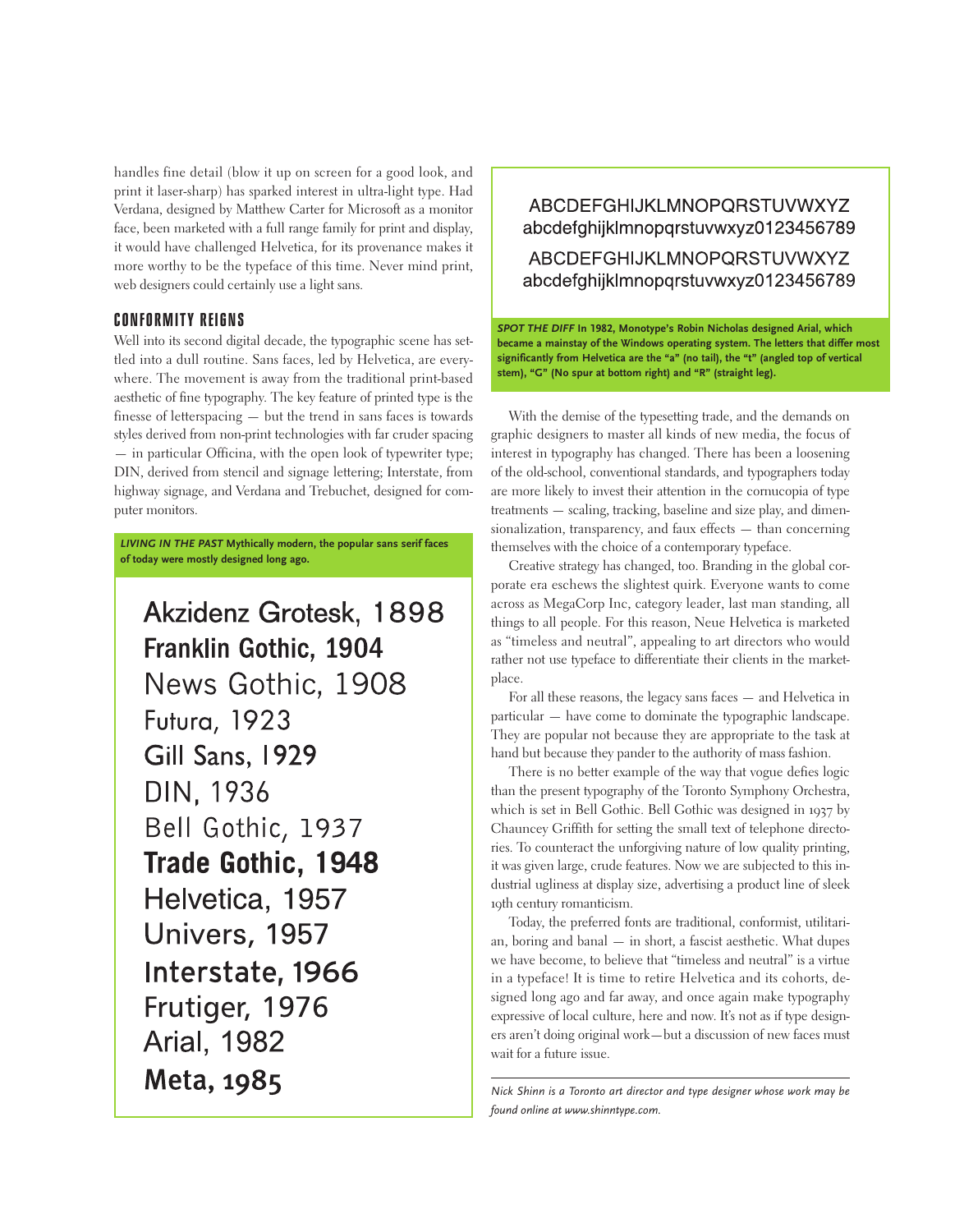handles fine detail (blow it up on screen for a good look, and print it laser-sharp) has sparked interest in ultra-light type. Had Verdana, designed by Matthew Carter for Microsoft as a monitor face, been marketed with a full range family for print and display, it would have challenged Helvetica, for its provenance makes it more worthy to be the typeface of this time. Never mind print, web designers could certainly use a light sans.

### CONFORMITY REIGNS

Well into its second digital decade, the typographic scene has settled into a dull routine. Sans faces, led by Helvetica, are everywhere. The movement is away from the traditional print-based aesthetic of fine typography. The key feature of printed type is the finesse of letterspacing — but the trend in sans faces is towards styles derived from non-print technologies with far cruder spacing — in particular Officina, with the open look of typewriter type; DIN, derived from stencil and signage lettering; Interstate, from highway signage, and Verdana and Trebuchet, designed for computer monitors.

***LIVING IN THE PAST*** **Mythically modern, the popular sans serif faces of today were mostly designed long ago.**

Akzidenz Grotesk, 1898
Franklin Gothic, 1904
News Gothic, 1908
Futura, 1923
Gill Sans, 1929
DIN, 1936
Bell Gothic, 1937
Trade Gothic, 1948
Helvetica, 1957
Univers, 1957
Interstate, 1966
Frutiger, 1976
Arial, 1982
Meta, 1985

ABCDEFGHIJKLMNOPQRSTUVWXYZ
abcdefghijklmnopqrstuvwxyz0123456789
ABCDEFGHIJKLMNOPQRSTUVWXYZ
abcdefghijklmnopqrstuvwxyz0123456789

***SPOT THE DIFF*** **In 1982, Monotype's Robin Nicholas designed Arial, which became a mainstay of the Windows operating system. The letters that differ most significantly from Helvetica are the "a" (no tail), the "t" (angled top of vertical stem), "G" (No spur at bottom right) and "R" (straight leg).**

With the demise of the typesetting trade, and the demands on graphic designers to master all kinds of new media, the focus of interest in typography has changed. There has been a loosening of the old-school, conventional standards, and typographers today are more likely to invest their attention in the cornucopia of type treatments — scaling, tracking, baseline and size play, and dimensionalization, transparency, and faux effects — than concerning themselves with the choice of a contemporary typeface.

Creative strategy has changed, too. Branding in the global corporate era eschews the slightest quirk. Everyone wants to come across as MegaCorp Inc, category leader, last man standing, all things to all people. For this reason, Neue Helvetica is marketed as "timeless and neutral", appealing to art directors who would rather not use typeface to differentiate their clients in the marketplace.

For all these reasons, the legacy sans faces — and Helvetica in particular — have come to dominate the typographic landscape. They are popular not because they are appropriate to the task at hand but because they pander to the authority of mass fashion.

There is no better example of the way that vogue defies logic than the present typography of the Toronto Symphony Orchestra, which is set in Bell Gothic. Bell Gothic was designed in 1937 by Chauncey Griffith for setting the small text of telephone directories. To counteract the unforgiving nature of low quality printing, it was given large, crude features. Now we are subjected to this industrial ugliness at display size, advertising a product line of sleek 19th century romanticism.

Today, the preferred fonts are traditional, conformist, utilitarian, boring and banal — in short, a fascist aesthetic. What dupes we have become, to believe that "timeless and neutral" is a virtue in a typeface! It is time to retire Helvetica and its cohorts, designed long ago and far away, and once again make typography expressive of local culture, here and now. It's not as if type designers aren't doing original work—but a discussion of new faces must wait for a future issue.

---

*Nick Shinn is a Toronto art director and type designer whose work may be found online at www.shinntype.com.*